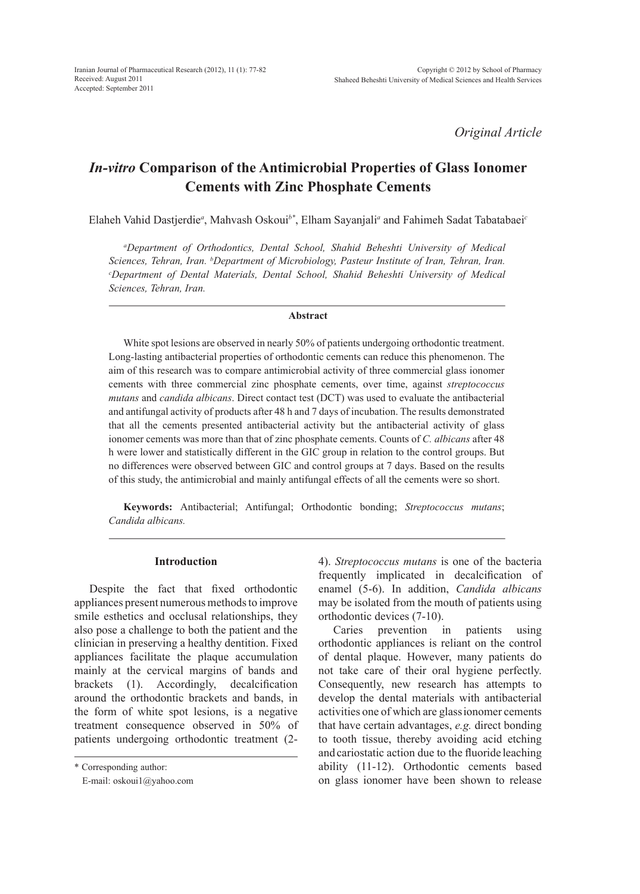*Original Article*

# *In-vitro* Comparison of the Antimicrobial Properties of Glass Ionomer Cements with Zinc Phosphate Cements

Elaheh Vahid Dastjerdie[a], Mahvash Oskoui[b*], Elham Sayanjali[a] and Fahimeh Sadat Tabatabaei[c]

[a]*Department of Orthodontics, Dental School, Shahid Beheshti University of Medical Sciences, Tehran, Iran.* [b]*Department of Microbiology, Pasteur Institute of Iran, Tehran, Iran.* [c]*Department of Dental Materials, Dental School, Shahid Beheshti University of Medical Sciences, Tehran, Iran.*

## Abstract

White spot lesions are observed in nearly 50% of patients undergoing orthodontic treatment. Long-lasting antibacterial properties of orthodontic cements can reduce this phenomenon. The aim of this research was to compare antimicrobial activity of three commercial glass ionomer cements with three commercial zinc phosphate cements, over time, against *streptococcus mutans* and *candida albicans*. Direct contact test (DCT) was used to evaluate the antibacterial and antifungal activity of products after 48 h and 7 days of incubation. The results demonstrated that all the cements presented antibacterial activity but the antibacterial activity of glass ionomer cements was more than that of zinc phosphate cements. Counts of *C. albicans* after 48 h were lower and statistically different in the GIC group in relation to the control groups. But no differences were observed between GIC and control groups at 7 days. Based on the results of this study, the antimicrobial and mainly antifungal effects of all the cements were so short.

**Keywords:** Antibacterial; Antifungal; Orthodontic bonding; *Streptococcus mutans*; *Candida albicans.*

## Introduction

Despite the fact that fixed orthodontic appliances present numerous methods to improve smile esthetics and occlusal relationships, they also pose a challenge to both the patient and the clinician in preserving a healthy dentition. Fixed appliances facilitate the plaque accumulation mainly at the cervical margins of bands and brackets (1). Accordingly, decalcification around the orthodontic brackets and bands, in the form of white spot lesions, is a negative treatment consequence observed in 50% of patients undergoing orthodontic treatment (2-4). *Streptococcus mutans* is one of the bacteria frequently implicated in decalcification of enamel (5-6). In addition, *Candida albicans* may be isolated from the mouth of patients using orthodontic devices (7-10).

Caries prevention in patients using orthodontic appliances is reliant on the control of dental plaque. However, many patients do not take care of their oral hygiene perfectly. Consequently, new research has attempts to develop the dental materials with antibacterial activities one of which are glass ionomer cements that have certain advantages, *e.g.* direct bonding to tooth tissue, thereby avoiding acid etching and cariostatic action due to the fluoride leaching ability (11-12). Orthodontic cements based on glass ionomer have been shown to release

\* Corresponding author:
E-mail: oskoui1@yahoo.com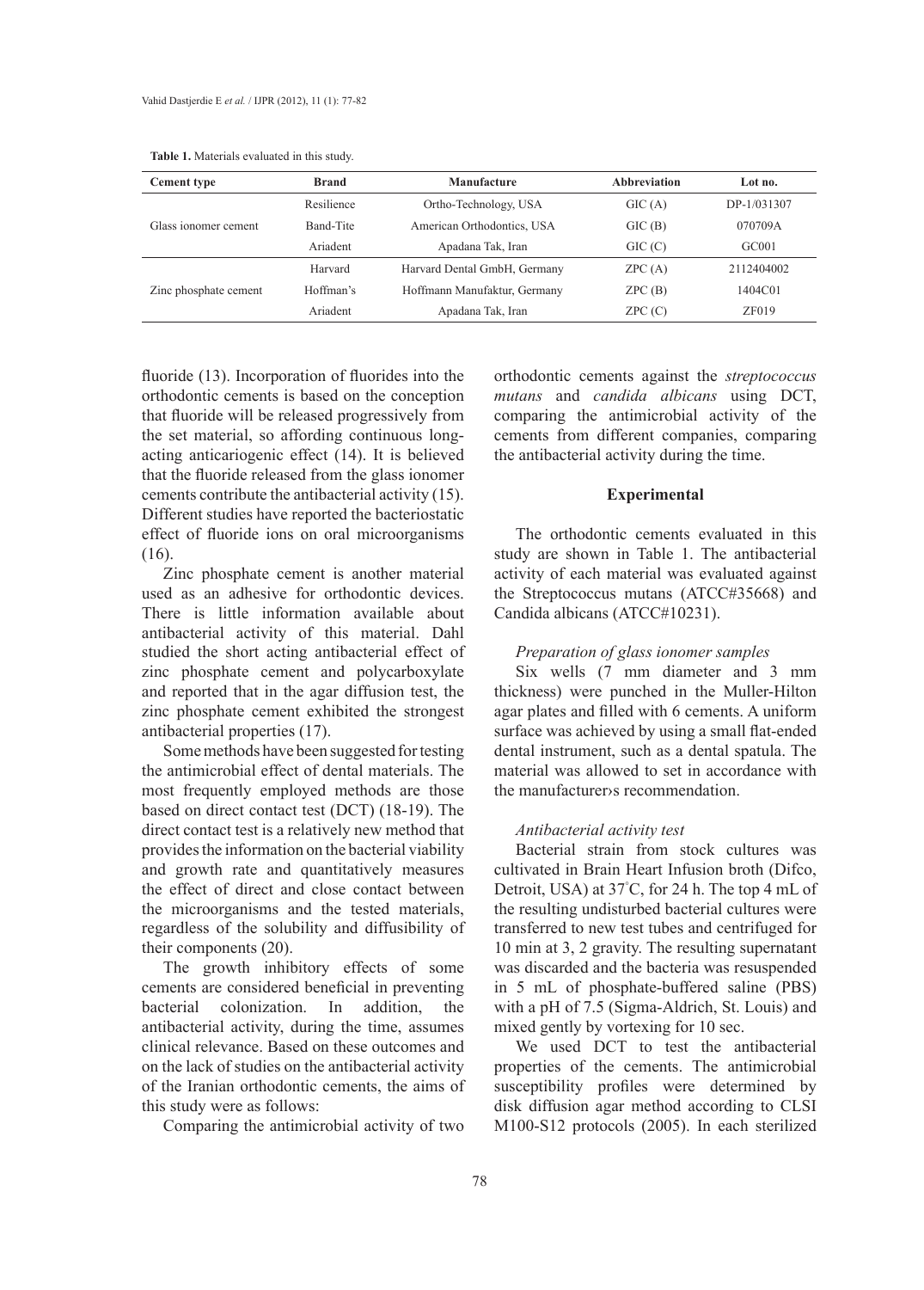**Table 1.** Materials evaluated in this study.

| Cement type | Brand | Manufacture | Abbreviation | Lot no. |
|---|---|---|---|---|
| Glass ionomer cement | Resilience | Ortho-Technology, USA | GIC (A) | DP-1/031307 |
| | Band-Tite | American Orthodontics, USA | GIC (B) | 070709A |
| | Ariadent | Apadana Tak, Iran | GIC (C) | GC001 |
| Zinc phosphate cement | Harvard | Harvard Dental GmbH, Germany | ZPC (A) | 2112404002 |
| | Hoffman's | Hoffmann Manufaktur, Germany | ZPC (B) | 1404C01 |
| | Ariadent | Apadana Tak, Iran | ZPC (C) | ZF019 |

fluoride (13). Incorporation of fluorides into the orthodontic cements is based on the conception that fluoride will be released progressively from the set material, so affording continuous long-acting anticariogenic effect (14). It is believed that the fluoride released from the glass ionomer cements contribute the antibacterial activity (15). Different studies have reported the bacteriostatic effect of fluoride ions on oral microorganisms (16).

Zinc phosphate cement is another material used as an adhesive for orthodontic devices. There is little information available about antibacterial activity of this material. Dahl studied the short acting antibacterial effect of zinc phosphate cement and polycarboxylate and reported that in the agar diffusion test, the zinc phosphate cement exhibited the strongest antibacterial properties (17).

Some methods have been suggested for testing the antimicrobial effect of dental materials. The most frequently employed methods are those based on direct contact test (DCT) (18-19). The direct contact test is a relatively new method that provides the information on the bacterial viability and growth rate and quantitatively measures the effect of direct and close contact between the microorganisms and the tested materials, regardless of the solubility and diffusibility of their components (20).

The growth inhibitory effects of some cements are considered beneficial in preventing bacterial colonization. In addition, the antibacterial activity, during the time, assumes clinical relevance. Based on these outcomes and on the lack of studies on the antibacterial activity of the Iranian orthodontic cements, the aims of this study were as follows:

Comparing the antimicrobial activity of two orthodontic cements against the *streptococcus mutans* and *candida albicans* using DCT, comparing the antimicrobial activity of the cements from different companies, comparing the antibacterial activity during the time.

## Experimental

The orthodontic cements evaluated in this study are shown in Table 1. The antibacterial activity of each material was evaluated against the Streptococcus mutans (ATCC#35668) and Candida albicans (ATCC#10231).

### *Preparation of glass ionomer samples*

Six wells (7 mm diameter and 3 mm thickness) were punched in the Muller-Hilton agar plates and filled with 6 cements. A uniform surface was achieved by using a small flat-ended dental instrument, such as a dental spatula. The material was allowed to set in accordance with the manufacturer›s recommendation.

### *Antibacterial activity test*

Bacterial strain from stock cultures was cultivated in Brain Heart Infusion broth (Difco, Detroit, USA) at 37°C, for 24 h. The top 4 mL of the resulting undisturbed bacterial cultures were transferred to new test tubes and centrifuged for 10 min at 3, 2 gravity. The resulting supernatant was discarded and the bacteria was resuspended in 5 mL of phosphate-buffered saline (PBS) with a pH of 7.5 (Sigma-Aldrich, St. Louis) and mixed gently by vortexing for 10 sec.

We used DCT to test the antibacterial properties of the cements. The antimicrobial susceptibility profiles were determined by disk diffusion agar method according to CLSI M100-S12 protocols (2005). In each sterilized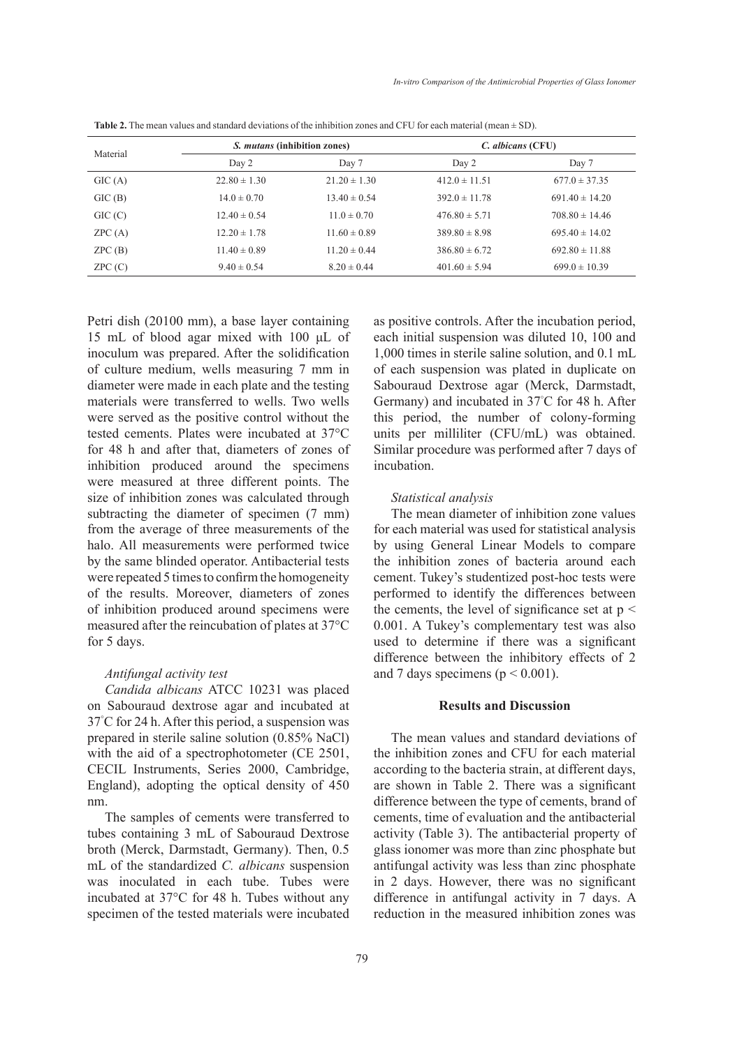**Table 2.** The mean values and standard deviations of the inhibition zones and CFU for each material (mean ± SD).

| Material | *S. mutans* (inhibition zones) | | *C. albicans* (CFU) | |
|---|---|---|---|---|
| | Day 2 | Day 7 | Day 2 | Day 7 |
| GIC (A) | 22.80 ± 1.30 | 21.20 ± 1.30 | 412.0 ± 11.51 | 677.0 ± 37.35 |
| GIC (B) | 14.0 ± 0.70 | 13.40 ± 0.54 | 392.0 ± 11.78 | 691.40 ± 14.20 |
| GIC (C) | 12.40 ± 0.54 | 11.0 ± 0.70 | 476.80 ± 5.71 | 708.80 ± 14.46 |
| ZPC (A) | 12.20 ± 1.78 | 11.60 ± 0.89 | 389.80 ± 8.98 | 695.40 ± 14.02 |
| ZPC (B) | 11.40 ± 0.89 | 11.20 ± 0.44 | 386.80 ± 6.72 | 692.80 ± 11.88 |
| ZPC (C) | 9.40 ± 0.54 | 8.20 ± 0.44 | 401.60 ± 5.94 | 699.0 ± 10.39 |

Petri dish (20100 mm), a base layer containing 15 mL of blood agar mixed with 100 μL of inoculum was prepared. After the solidification of culture medium, wells measuring 7 mm in diameter were made in each plate and the testing materials were transferred to wells. Two wells were served as the positive control without the tested cements. Plates were incubated at 37°C for 48 h and after that, diameters of zones of inhibition produced around the specimens were measured at three different points. The size of inhibition zones was calculated through subtracting the diameter of specimen (7 mm) from the average of three measurements of the halo. All measurements were performed twice by the same blinded operator. Antibacterial tests were repeated 5 times to confirm the homogeneity of the results. Moreover, diameters of zones of inhibition produced around specimens were measured after the reincubation of plates at 37°C for 5 days.

#### *Antifungal activity test*

*Candida albicans* ATCC 10231 was placed on Sabouraud dextrose agar and incubated at 37°C for 24 h. After this period, a suspension was prepared in sterile saline solution (0.85% NaCl) with the aid of a spectrophotometer (CE 2501, CECIL Instruments, Series 2000, Cambridge, England), adopting the optical density of 450 nm.

The samples of cements were transferred to tubes containing 3 mL of Sabouraud Dextrose broth (Merck, Darmstadt, Germany). Then, 0.5 mL of the standardized *C. albicans* suspension was inoculated in each tube. Tubes were incubated at 37°C for 48 h. Tubes without any specimen of the tested materials were incubated as positive controls. After the incubation period, each initial suspension was diluted 10, 100 and 1,000 times in sterile saline solution, and 0.1 mL of each suspension was plated in duplicate on Sabouraud Dextrose agar (Merck, Darmstadt, Germany) and incubated in 37°C for 48 h. After this period, the number of colony-forming units per milliliter (CFU/mL) was obtained. Similar procedure was performed after 7 days of incubation.

#### *Statistical analysis*

The mean diameter of inhibition zone values for each material was used for statistical analysis by using General Linear Models to compare the inhibition zones of bacteria around each cement. Tukey's studentized post-hoc tests were performed to identify the differences between the cements, the level of significance set at $p < 0.001$. A Tukey's complementary test was also used to determine if there was a significant difference between the inhibitory effects of 2 and 7 days specimens ($p < 0.001$).

## Results and Discussion

The mean values and standard deviations of the inhibition zones and CFU for each material according to the bacteria strain, at different days, are shown in Table 2. There was a significant difference between the type of cements, brand of cements, time of evaluation and the antibacterial activity (Table 3). The antibacterial property of glass ionomer was more than zinc phosphate but antifungal activity was less than zinc phosphate in 2 days. However, there was no significant difference in antifungal activity in 7 days. A reduction in the measured inhibition zones was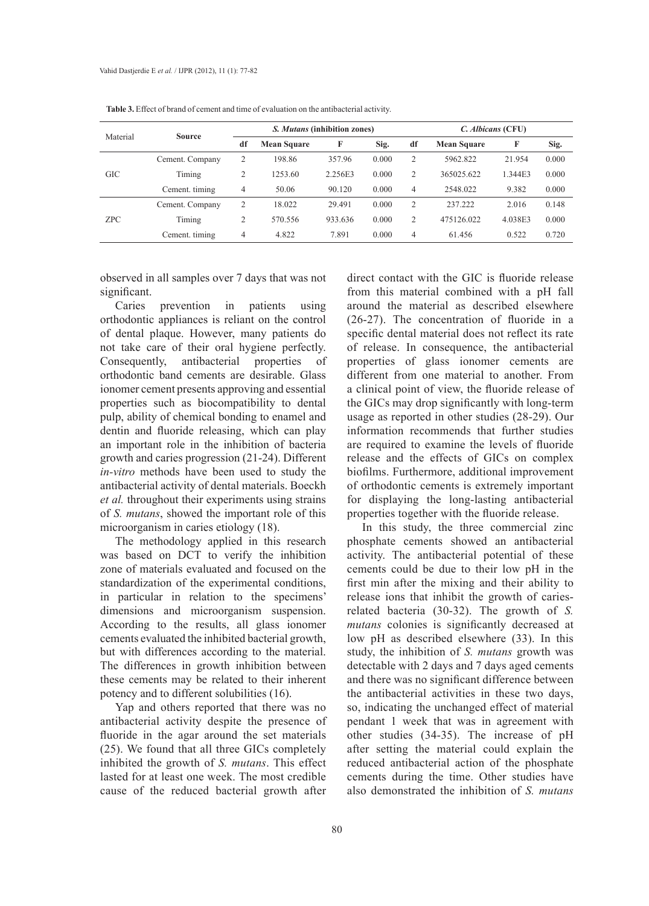**Table 3.** Effect of brand of cement and time of evaluation on the antibacterial activity.

| Material | Source | *S. Mutans* (inhibition zones) | | | | *C. Albicans* (CFU) | | | |
|---|---|---|---|---|---|---|---|---|---|
| | | df | Mean Square | F | Sig. | df | Mean Square | F | Sig. |
| GIC | Cement. Company | 2 | 198.86 | 357.96 | 0.000 | 2 | 5962.822 | 21.954 | 0.000 |
| | Timing | 2 | 1253.60 | 2.256E3 | 0.000 | 2 | 365025.622 | 1.344E3 | 0.000 |
| | Cement. timing | 4 | 50.06 | 90.120 | 0.000 | 4 | 2548.022 | 9.382 | 0.000 |
| ZPC | Cement. Company | 2 | 18.022 | 29.491 | 0.000 | 2 | 237.222 | 2.016 | 0.148 |
| | Timing | 2 | 570.556 | 933.636 | 0.000 | 2 | 475126.022 | 4.038E3 | 0.000 |
| | Cement. timing | 4 | 4.822 | 7.891 | 0.000 | 4 | 61.456 | 0.522 | 0.720 |

observed in all samples over 7 days that was not significant.

Caries prevention in patients using orthodontic appliances is reliant on the control of dental plaque. However, many patients do not take care of their oral hygiene perfectly. Consequently, antibacterial properties of orthodontic band cements are desirable. Glass ionomer cement presents approving and essential properties such as biocompatibility to dental pulp, ability of chemical bonding to enamel and dentin and fluoride releasing, which can play an important role in the inhibition of bacteria growth and caries progression (21-24). Different *in-vitro* methods have been used to study the antibacterial activity of dental materials. Boeckh *et al.* throughout their experiments using strains of *S. mutans*, showed the important role of this microorganism in caries etiology (18).

The methodology applied in this research was based on DCT to verify the inhibition zone of materials evaluated and focused on the standardization of the experimental conditions, in particular in relation to the specimens' dimensions and microorganism suspension. According to the results, all glass ionomer cements evaluated the inhibited bacterial growth, but with differences according to the material. The differences in growth inhibition between these cements may be related to their inherent potency and to different solubilities (16).

Yap and others reported that there was no antibacterial activity despite the presence of fluoride in the agar around the set materials (25). We found that all three GICs completely inhibited the growth of *S. mutans*. This effect lasted for at least one week. The most credible cause of the reduced bacterial growth after direct contact with the GIC is fluoride release from this material combined with a pH fall around the material as described elsewhere (26-27). The concentration of fluoride in a specific dental material does not reflect its rate of release. In consequence, the antibacterial properties of glass ionomer cements are different from one material to another. From a clinical point of view, the fluoride release of the GICs may drop significantly with long-term usage as reported in other studies (28-29). Our information recommends that further studies are required to examine the levels of fluoride release and the effects of GICs on complex biofilms. Furthermore, additional improvement of orthodontic cements is extremely important for displaying the long-lasting antibacterial properties together with the fluoride release.

In this study, the three commercial zinc phosphate cements showed an antibacterial activity. The antibacterial potential of these cements could be due to their low pH in the first min after the mixing and their ability to release ions that inhibit the growth of caries-related bacteria (30-32). The growth of *S. mutans* colonies is significantly decreased at low pH as described elsewhere (33). In this study, the inhibition of *S. mutans* growth was detectable with 2 days and 7 days aged cements and there was no significant difference between the antibacterial activities in these two days, so, indicating the unchanged effect of material pendant 1 week that was in agreement with other studies (34-35). The increase of pH after setting the material could explain the reduced antibacterial action of the phosphate cements during the time. Other studies have also demonstrated the inhibition of *S. mutans*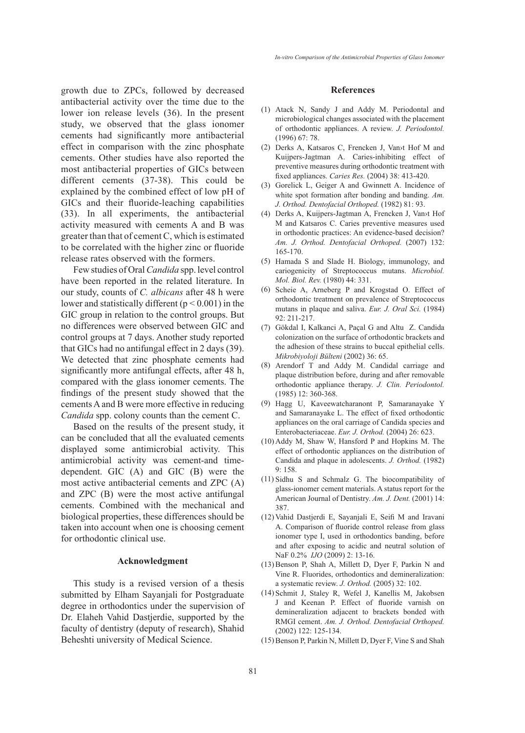growth due to ZPCs, followed by decreased antibacterial activity over the time due to the lower ion release levels (36). In the present study, we observed that the glass ionomer cements had significantly more antibacterial effect in comparison with the zinc phosphate cements. Other studies have also reported the most antibacterial properties of GICs between different cements (37-38). This could be explained by the combined effect of low pH of GICs and their fluoride-leaching capabilities (33). In all experiments, the antibacterial activity measured with cements A and B was greater than that of cement C, which is estimated to be correlated with the higher zinc or fluoride release rates observed with the formers.

Few studies of Oral *Candida* spp. level control have been reported in the related literature. In our study, counts of *C. albicans* after 48 h were lower and statistically different ($p < 0.001$) in the GIC group in relation to the control groups. But no differences were observed between GIC and control groups at 7 days. Another study reported that GICs had no antifungal effect in 2 days (39). We detected that zinc phosphate cements had significantly more antifungal effects, after 48 h, compared with the glass ionomer cements. The findings of the present study showed that the cements A and B were more effective in reducing *Candida* spp. colony counts than the cement C.

Based on the results of the present study, it can be concluded that all the evaluated cements displayed some antimicrobial activity. This antimicrobial activity was cement-and time-dependent. GIC (A) and GIC (B) were the most active antibacterial cements and ZPC (A) and ZPC (B) were the most active antifungal cements. Combined with the mechanical and biological properties, these differences should be taken into account when one is choosing cement for orthodontic clinical use.

## Acknowledgment

This study is a revised version of a thesis submitted by Elham Sayanjali for Postgraduate degree in orthodontics under the supervision of Dr. Elaheh Vahid Dastjerdie, supported by the faculty of dentistry (deputy of research), Shahid Beheshti university of Medical Science.

## References

(1) Atack N, Sandy J and Addy M. Periodontal and microbiological changes associated with the placement of orthodontic appliances. A review. *J. Periodontol.* (1996) 67: 78.

(2) Derks A, Katsaros C, Frencken J, Van›t Hof M and Kuijpers-Jagtman A. Caries-inhibiting effect of preventive measures during orthodontic treatment with fixed appliances. *Caries Res.* (2004) 38: 413-420.

(3) Gorelick L, Geiger A and Gwinnett A. Incidence of white spot formation after bonding and banding. *Am. J. Orthod. Dentofacial Orthoped.* (1982) 81: 93.

(4) Derks A, Kuijpers-Jagtman A, Frencken J, Van›t Hof M and Katsaros C. Caries preventive measures used in orthodontic practices: An evidence-based decision? *Am. J. Orthod. Dentofacial Orthoped.* (2007) 132: 165-170.

(5) Hamada S and Slade H. Biology, immunology, and cariogenicity of Streptococcus mutans. *Microbiol. Mol. Biol. Rev.* (1980) 44: 331.

(6) Scheie A, Arneberg P and Krogstad O. Effect of orthodontic treatment on prevalence of Streptococcus mutans in plaque and saliva. *Eur. J. Oral Sci.* (1984) 92: 211-217.

(7) Gökdal I, Kalkanci A, Paçal G and Altu Z. Candida colonization on the surface of orthodontic brackets and the adhesion of these strains to buccal epithelial cells. *Mikrobiyoloji Bülteni* (2002) 36: 65.

(8) Arendorf T and Addy M. Candidal carriage and plaque distribution before, during and after removable orthodontic appliance therapy. *J. Clin. Periodontol.* (1985) 12: 360-368.

(9) Hagg U, Kaveewatcharanont P, Samaranayake Y and Samaranayake L. The effect of fixed orthodontic appliances on the oral carriage of Candida species and Enterobacteriaceae. *Eur. J. Orthod.* (2004) 26: 623.

(10) Addy M, Shaw W, Hansford P and Hopkins M. The effect of orthodontic appliances on the distribution of Candida and plaque in adolescents. *J. Orthod.* (1982) 9: 158.

(11) Sidhu S and Schmalz G. The biocompatibility of glass-ionomer cement materials. A status report for the American Journal of Dentistry. *Am. J. Dent.* (2001) 14: 387.

(12) Vahid Dastjerdi E, Sayanjali E, Seifi M and Iravani A. Comparison of fluoride control release from glass ionomer type I, used in orthodontics banding, before and after exposing to acidic and neutral solution of NaF 0.2% *IJO* (2009) 2: 13-16.

(13) Benson P, Shah A, Millett D, Dyer F, Parkin N and Vine R. Fluorides, orthodontics and demineralization: a systematic review. *J. Orthod.* (2005) 32: 102.

(14) Schmit J, Staley R, Wefel J, Kanellis M, Jakobsen J and Keenan P. Effect of fluoride varnish on demineralization adjacent to brackets bonded with RMGI cement. *Am. J. Orthod. Dentofacial Orthoped.* (2002) 122: 125-134.

(15) Benson P, Parkin N, Millett D, Dyer F, Vine S and Shah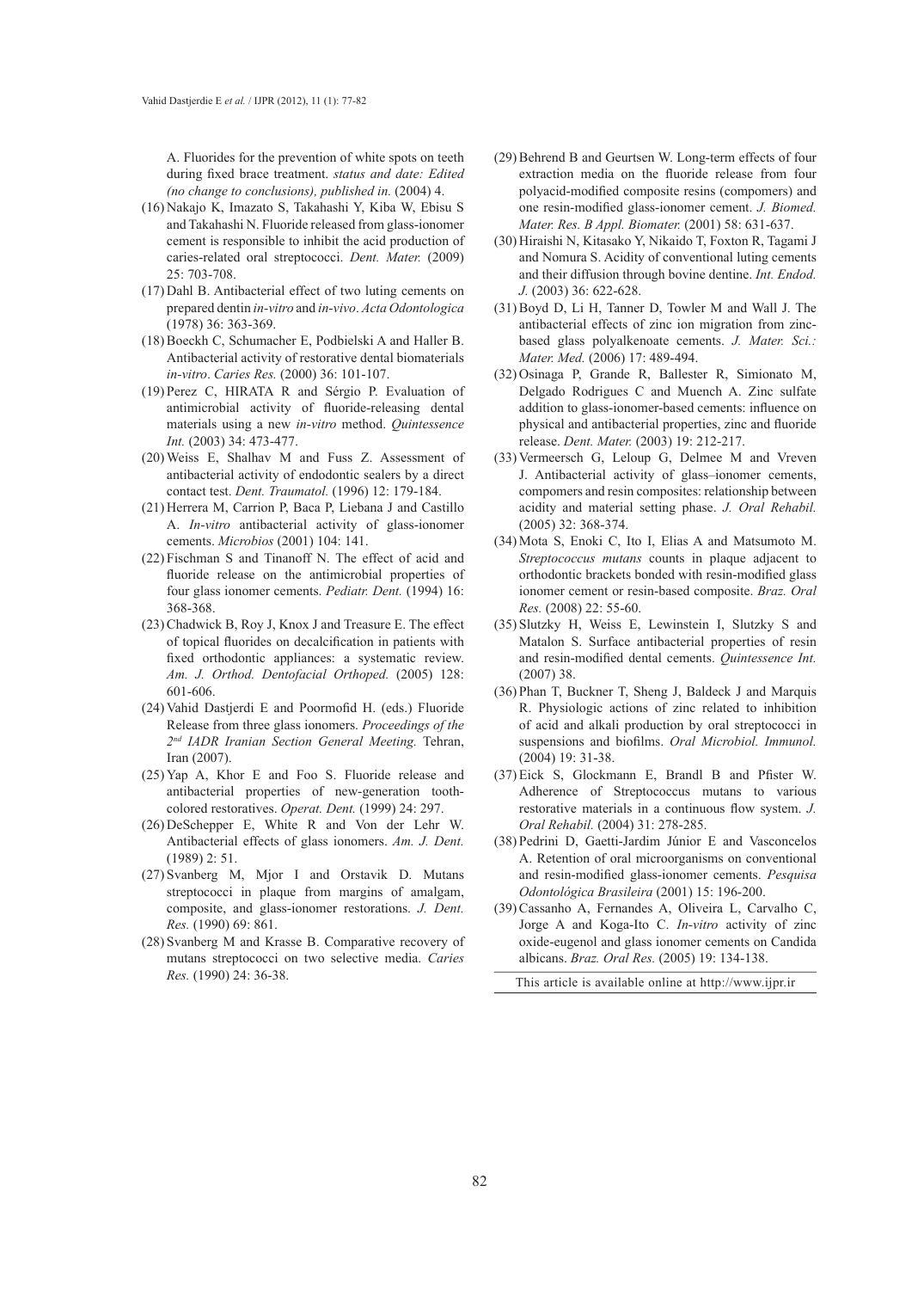A. Fluorides for the prevention of white spots on teeth during fixed brace treatment. *status and date: Edited (no change to conclusions), published in.* (2004) 4.

(16) Nakajo K, Imazato S, Takahashi Y, Kiba W, Ebisu S and Takahashi N. Fluoride released from glass-ionomer cement is responsible to inhibit the acid production of caries-related oral streptococci. *Dent. Mater.* (2009) 25: 703-708.

(17) Dahl B. Antibacterial effect of two luting cements on prepared dentin *in-vitro* and *in-vivo*. *Acta Odontologica* (1978) 36: 363-369.

(18) Boeckh C, Schumacher E, Podbielski A and Haller B. Antibacterial activity of restorative dental biomaterials *in-vitro*. *Caries Res.* (2000) 36: 101-107.

(19) Perez C, HIRATA R and Sérgio P. Evaluation of antimicrobial activity of fluoride-releasing dental materials using a new *in-vitro* method. *Quintessence Int.* (2003) 34: 473-477.

(20) Weiss E, Shalhav M and Fuss Z. Assessment of antibacterial activity of endodontic sealers by a direct contact test. *Dent. Traumatol.* (1996) 12: 179-184.

(21) Herrera M, Carrion P, Baca P, Liebana J and Castillo A. *In-vitro* antibacterial activity of glass-ionomer cements. *Microbios* (2001) 104: 141.

(22) Fischman S and Tinanoff N. The effect of acid and fluoride release on the antimicrobial properties of four glass ionomer cements. *Pediatr. Dent.* (1994) 16: 368-368.

(23) Chadwick B, Roy J, Knox J and Treasure E. The effect of topical fluorides on decalcification in patients with fixed orthodontic appliances: a systematic review. *Am. J. Orthod. Dentofacial Orthoped.* (2005) 128: 601-606.

(24) Vahid Dastjerdi E and Poormofid H. (eds.) Fluoride Release from three glass ionomers. *Proceedings of the 2nd IADR Iranian Section General Meeting.* Tehran, Iran (2007).

(25) Yap A, Khor E and Foo S. Fluoride release and antibacterial properties of new-generation tooth-colored restoratives. *Operat. Dent.* (1999) 24: 297.

(26) DeSchepper E, White R and Von der Lehr W. Antibacterial effects of glass ionomers. *Am. J. Dent.* (1989) 2: 51.

(27) Svanberg M, Mjor I and Orstavik D. Mutans streptococci in plaque from margins of amalgam, composite, and glass-ionomer restorations. *J. Dent. Res.* (1990) 69: 861.

(28) Svanberg M and Krasse B. Comparative recovery of mutans streptococci on two selective media. *Caries Res.* (1990) 24: 36-38.

(29) Behrend B and Geurtsen W. Long-term effects of four extraction media on the fluoride release from four polyacid-modified composite resins (compomers) and one resin-modified glass-ionomer cement. *J. Biomed. Mater. Res. B Appl. Biomater.* (2001) 58: 631-637.

(30) Hiraishi N, Kitasako Y, Nikaido T, Foxton R, Tagami J and Nomura S. Acidity of conventional luting cements and their diffusion through bovine dentine. *Int. Endod. J.* (2003) 36: 622-628.

(31) Boyd D, Li H, Tanner D, Towler M and Wall J. The antibacterial effects of zinc ion migration from zinc-based glass polyalkenoate cements. *J. Mater. Sci.: Mater. Med.* (2006) 17: 489-494.

(32) Osinaga P, Grande R, Ballester R, Simionato M, Delgado Rodrigues C and Muench A. Zinc sulfate addition to glass-ionomer-based cements: influence on physical and antibacterial properties, zinc and fluoride release. *Dent. Mater.* (2003) 19: 212-217.

(33) Vermeersch G, Leloup G, Delmee M and Vreven J. Antibacterial activity of glass–ionomer cements, compomers and resin composites: relationship between acidity and material setting phase. *J. Oral Rehabil.* (2005) 32: 368-374.

(34) Mota S, Enoki C, Ito I, Elias A and Matsumoto M. *Streptococcus mutans* counts in plaque adjacent to orthodontic brackets bonded with resin-modified glass ionomer cement or resin-based composite. *Braz. Oral Res.* (2008) 22: 55-60.

(35) Slutzky H, Weiss E, Lewinstein I, Slutzky S and Matalon S. Surface antibacterial properties of resin and resin-modified dental cements. *Quintessence Int.* (2007) 38.

(36) Phan T, Buckner T, Sheng J, Baldeck J and Marquis R. Physiologic actions of zinc related to inhibition of acid and alkali production by oral streptococci in suspensions and biofilms. *Oral Microbiol. Immunol.* (2004) 19: 31-38.

(37) Eick S, Glockmann E, Brandl B and Pfister W. Adherence of Streptococcus mutans to various restorative materials in a continuous flow system. *J. Oral Rehabil.* (2004) 31: 278-285.

(38) Pedrini D, Gaetti-Jardim Júnior E and Vasconcelos A. Retention of oral microorganisms on conventional and resin-modified glass-ionomer cements. *Pesquisa Odontológica Brasileira* (2001) 15: 196-200.

(39) Cassanho A, Fernandes A, Oliveira L, Carvalho C, Jorge A and Koga-Ito C. *In-vitro* activity of zinc oxide-eugenol and glass ionomer cements on Candida albicans. *Braz. Oral Res.* (2005) 19: 134-138.

This article is available online at http://www.ijpr.ir